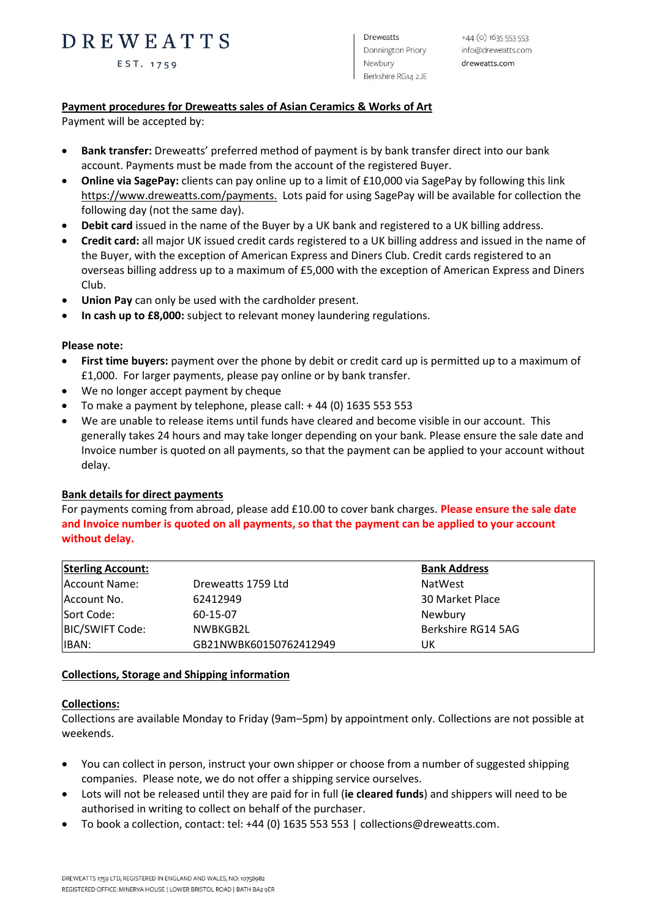# DREWEATTS

EST. 1759

Dreweatts
Donnington Priory
Newbury
Berkshire RG14 2JE

+44 (0) 1635 553 553
info@dreweatts.com
dreweatts.com

## Payment procedures for Dreweatts sales of Asian Ceramics & Works of Art

Payment will be accepted by:

- **Bank transfer:** Dreweatts' preferred method of payment is by bank transfer direct into our bank account. Payments must be made from the account of the registered Buyer.
- **Online via SagePay:** clients can pay online up to a limit of £10,000 via SagePay by following this link https://www.dreweatts.com/payments. Lots paid for using SagePay will be available for collection the following day (not the same day).
- **Debit card** issued in the name of the Buyer by a UK bank and registered to a UK billing address.
- **Credit card:** all major UK issued credit cards registered to a UK billing address and issued in the name of the Buyer, with the exception of American Express and Diners Club. Credit cards registered to an overseas billing address up to a maximum of £5,000 with the exception of American Express and Diners Club.
- **Union Pay** can only be used with the cardholder present.
- **In cash up to £8,000:** subject to relevant money laundering regulations.

**Please note:**

- **First time buyers:** payment over the phone by debit or credit card up is permitted up to a maximum of £1,000. For larger payments, please pay online or by bank transfer.
- We no longer accept payment by cheque
- To make a payment by telephone, please call: + 44 (0) 1635 553 553
- We are unable to release items until funds have cleared and become visible in our account. This generally takes 24 hours and may take longer depending on your bank. Please ensure the sale date and Invoice number is quoted on all payments, so that the payment can be applied to your account without delay.

## Bank details for direct payments

For payments coming from abroad, please add £10.00 to cover bank charges. **Please ensure the sale date and Invoice number is quoted on all payments, so that the payment can be applied to your account without delay.**

| **Sterling Account:** | | **Bank Address** |
|---|---|---|
| Account Name: | Dreweatts 1759 Ltd | NatWest |
| Account No. | 62412949 | 30 Market Place |
| Sort Code: | 60-15-07 | Newbury |
| BIC/SWIFT Code: | NWBKGB2L | Berkshire RG14 5AG |
| IBAN: | GB21NWBK60150762412949 | UK |

## Collections, Storage and Shipping information

### Collections:

Collections are available Monday to Friday (9am–5pm) by appointment only. Collections are not possible at weekends.

- You can collect in person, instruct your own shipper or choose from a number of suggested shipping companies. Please note, we do not offer a shipping service ourselves.
- Lots will not be released until they are paid for in full (**ie cleared funds**) and shippers will need to be authorised in writing to collect on behalf of the purchaser.
- To book a collection, contact: tel: +44 (0) 1635 553 553 | collections@dreweatts.com.

DREWEATTS 1759 LTD, REGISTERED IN ENGLAND AND WALES, NO: 10758982
REGISTERED OFFICE: MINERVA HOUSE | LOWER BRISTOL ROAD | BATH BA2 9ER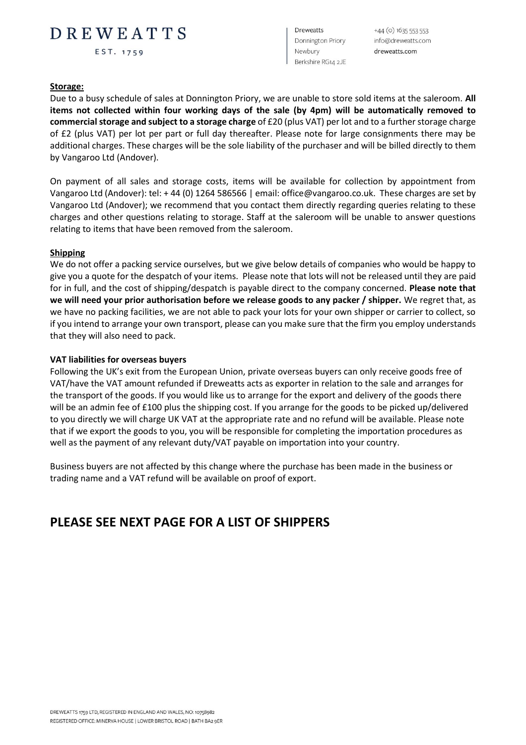**Storage:**

Due to a busy schedule of sales at Donnington Priory, we are unable to store sold items at the saleroom. **All items not collected within four working days of the sale (by 4pm) will be automatically removed to commercial storage and subject to a storage charge** of £20 (plus VAT) per lot and to a further storage charge of £2 (plus VAT) per lot per part or full day thereafter. Please note for large consignments there may be additional charges. These charges will be the sole liability of the purchaser and will be billed directly to them by Vangaroo Ltd (Andover).

On payment of all sales and storage costs, items will be available for collection by appointment from Vangaroo Ltd (Andover): tel: + 44 (0) 1264 586566 | email: office@vangaroo.co.uk. These charges are set by Vangaroo Ltd (Andover); we recommend that you contact them directly regarding queries relating to these charges and other questions relating to storage. Staff at the saleroom will be unable to answer questions relating to items that have been removed from the saleroom.

**Shipping**

We do not offer a packing service ourselves, but we give below details of companies who would be happy to give you a quote for the despatch of your items. Please note that lots will not be released until they are paid for in full, and the cost of shipping/despatch is payable direct to the company concerned. **Please note that we will need your prior authorisation before we release goods to any packer / shipper.** We regret that, as we have no packing facilities, we are not able to pack your lots for your own shipper or carrier to collect, so if you intend to arrange your own transport, please can you make sure that the firm you employ understands that they will also need to pack.

**VAT liabilities for overseas buyers**

Following the UK's exit from the European Union, private overseas buyers can only receive goods free of VAT/have the VAT amount refunded if Dreweatts acts as exporter in relation to the sale and arranges for the transport of the goods. If you would like us to arrange for the export and delivery of the goods there will be an admin fee of £100 plus the shipping cost. If you arrange for the goods to be picked up/delivered to you directly we will charge UK VAT at the appropriate rate and no refund will be available. Please note that if we export the goods to you, you will be responsible for completing the importation procedures as well as the payment of any relevant duty/VAT payable on importation into your country.

Business buyers are not affected by this change where the purchase has been made in the business or trading name and a VAT refund will be available on proof of export.

## PLEASE SEE NEXT PAGE FOR A LIST OF SHIPPERS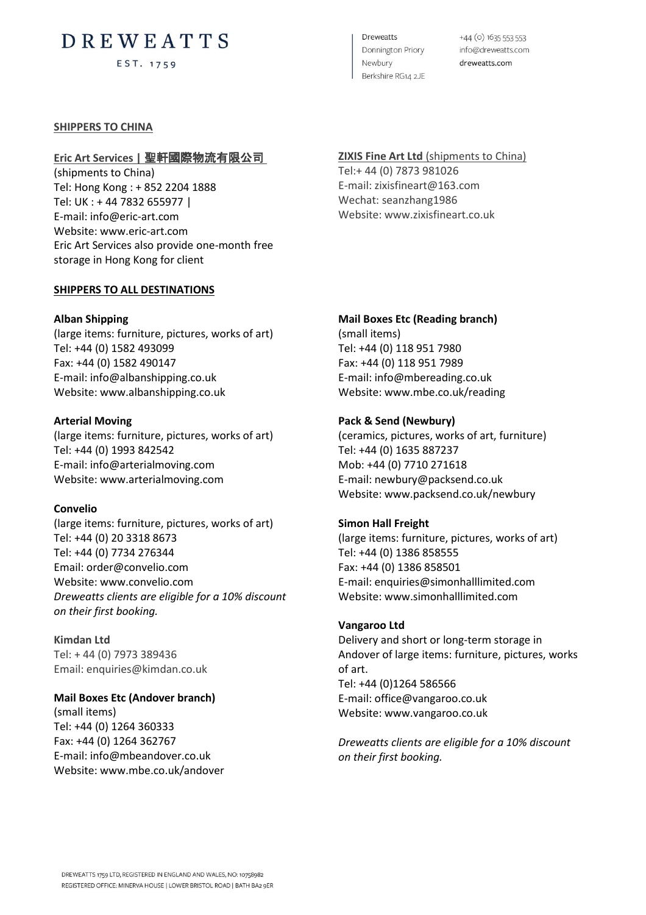# DREWEATTS

EST. 1759

Dreweatts
Donnington Priory
Newbury
Berkshire RG14 2JE

+44 (0) 1635 553 553
info@dreweatts.com
dreweatts.com

## SHIPPERS TO CHINA

**Eric Art Services | 聖軒國際物流有限公司**
(shipments to China)
Tel: Hong Kong : + 852 2204 1888
Tel: UK : + 44 7832 655977 |
E-mail: info@eric-art.com
Website: www.eric-art.com
Eric Art Services also provide one-month free storage in Hong Kong for client

**ZIXIS Fine Art Ltd** (shipments to China)
Tel:+ 44 (0) 7873 981026
E-mail: zixisfineart@163.com
Wechat: seanzhang1986
Website: www.zixisfineart.co.uk

## SHIPPERS TO ALL DESTINATIONS

**Alban Shipping**
(large items: furniture, pictures, works of art)
Tel: +44 (0) 1582 493099
Fax: +44 (0) 1582 490147
E-mail: info@albanshipping.co.uk
Website: www.albanshipping.co.uk

**Arterial Moving**
(large items: furniture, pictures, works of art)
Tel: +44 (0) 1993 842542
E-mail: info@arterialmoving.com
Website: www.arterialmoving.com

**Convelio**
(large items: furniture, pictures, works of art)
Tel: +44 (0) 20 3318 8673
Tel: +44 (0) 7734 276344
Email: order@convelio.com
Website: www.convelio.com
*Dreweatts clients are eligible for a 10% discount on their first booking.*

**Kimdan Ltd**
Tel: + 44 (0) 7973 389436
Email: enquiries@kimdan.co.uk

**Mail Boxes Etc (Andover branch)**
(small items)
Tel: +44 (0) 1264 360333
Fax: +44 (0) 1264 362767
E-mail: info@mbeandover.co.uk
Website: www.mbe.co.uk/andover

**Mail Boxes Etc (Reading branch)**
(small items)
Tel: +44 (0) 118 951 7980
Fax: +44 (0) 118 951 7989
E-mail: info@mbereading.co.uk
Website: www.mbe.co.uk/reading

**Pack & Send (Newbury)**
(ceramics, pictures, works of art, furniture)
Tel: +44 (0) 1635 887237
Mob: +44 (0) 7710 271618
E-mail: newbury@packsend.co.uk
Website: www.packsend.co.uk/newbury

**Simon Hall Freight**
(large items: furniture, pictures, works of art)
Tel: +44 (0) 1386 858555
Fax: +44 (0) 1386 858501
E-mail: enquiries@simonhalllimited.com
Website: www.simonhalllimited.com

**Vangaroo Ltd**
Delivery and short or long-term storage in Andover of large items: furniture, pictures, works of art.
Tel: +44 (0)1264 586566
E-mail: office@vangaroo.co.uk
Website: www.vangaroo.co.uk

*Dreweatts clients are eligible for a 10% discount on their first booking.*

DREWEATTS 1759 LTD, REGISTERED IN ENGLAND AND WALES, NO: 10758982
REGISTERED OFFICE: MINERVA HOUSE | LOWER BRISTOL ROAD | BATH BA2 9ER